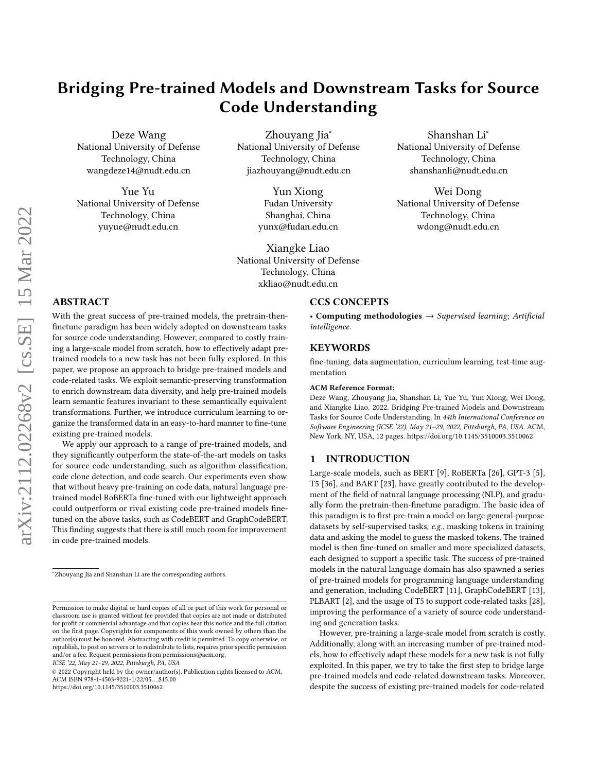# Bridging Pre-trained Models and Downstream Tasks for Source Code Understanding

Deze Wang
National University of Defense Technology, China
wangdeze14@nudt.edu.cn

Zhouyang Jia*
National University of Defense Technology, China
jiazhouyang@nudt.edu.cn

Shanshan Li*
National University of Defense Technology, China
shanshanli@nudt.edu.cn

Yue Yu
National University of Defense Technology, China
yuyue@nudt.edu.cn

Yun Xiong
Fudan University
Shanghai, China
yunx@fudan.edu.cn

Wei Dong
National University of Defense Technology, China
wdong@nudt.edu.cn

Xiangke Liao
National University of Defense Technology, China
xkliao@nudt.edu.cn

## ABSTRACT

With the great success of pre-trained models, the pretrain-then-finetune paradigm has been widely adopted on downstream tasks for source code understanding. However, compared to costly training a large-scale model from scratch, how to effectively adapt pre-trained models to a new task has not been fully explored. In this paper, we propose an approach to bridge pre-trained models and code-related tasks. We exploit semantic-preserving transformation to enrich downstream data diversity, and help pre-trained models learn semantic features invariant to these semantically equivalent transformations. Further, we introduce curriculum learning to organize the transformed data in an easy-to-hard manner to fine-tune existing pre-trained models.

We apply our approach to a range of pre-trained models, and they significantly outperform the state-of-the-art models on tasks for source code understanding, such as algorithm classification, code clone detection, and code search. Our experiments even show that without heavy pre-training on code data, natural language pre-trained model RoBERTa fine-tuned with our lightweight approach could outperform or rival existing code pre-trained models fine-tuned on the above tasks, such as CodeBERT and GraphCodeBERT. This finding suggests that there is still much room for improvement in code pre-trained models.

*Zhouyang Jia and Shanshan Li are the corresponding authors.

Permission to make digital or hard copies of all or part of this work for personal or classroom use is granted without fee provided that copies are not made or distributed for profit or commercial advantage and that copies bear this notice and the full citation on the first page. Copyrights for components of this work owned by others than the author(s) must be honored. Abstracting with credit is permitted. To copy otherwise, or republish, to post on servers or to redistribute to lists, requires prior specific permission and/or a fee. Request permissions from permissions@acm.org.
*ICSE '22, May 21–29, 2022, Pittsburgh, PA, USA*
© 2022 Copyright held by the owner/author(s). Publication rights licensed to ACM.
ACM ISBN 978-1-4503-9221-1/22/05...$15.00
https://doi.org/10.1145/3510003.3510062

## CCS CONCEPTS

• **Computing methodologies** → *Supervised learning*; *Artificial intelligence*.

## KEYWORDS

fine-tuning, data augmentation, curriculum learning, test-time augmentation

**ACM Reference Format:**
Deze Wang, Zhouyang Jia, Shanshan Li, Yue Yu, Yun Xiong, Wei Dong, and Xiangke Liao. 2022. Bridging Pre-trained Models and Downstream Tasks for Source Code Understanding. In *44th International Conference on Software Engineering (ICSE '22), May 21–29, 2022, Pittsburgh, PA, USA.* ACM, New York, NY, USA, 12 pages. https://doi.org/10.1145/3510003.3510062

## 1 INTRODUCTION

Large-scale models, such as BERT [9], RoBERTa [26], GPT-3 [5], T5 [36], and BART [23], have greatly contributed to the development of the field of natural language processing (NLP), and gradually form the pretrain-then-finetune paradigm. The basic idea of this paradigm is to first pre-train a model on large general-purpose datasets by self-supervised tasks, *e.g.*, masking tokens in training data and asking the model to guess the masked tokens. The trained model is then fine-tuned on smaller and more specialized datasets, each designed to support a specific task. The success of pre-trained models in the natural language domain has also spawned a series of pre-trained models for programming language understanding and generation, including CodeBERT [11], GraphCodeBERT [13], PLBART [2], and the usage of T5 to support code-related tasks [28], improving the performance of a variety of source code understanding and generation tasks.

However, pre-training a large-scale model from scratch is costly. Additionally, along with an increasing number of pre-trained models, how to effectively adapt these models for a new task is not fully exploited. In this paper, we try to take the first step to bridge large pre-trained models and code-related downstream tasks. Moreover, despite the success of existing pre-trained models for code-related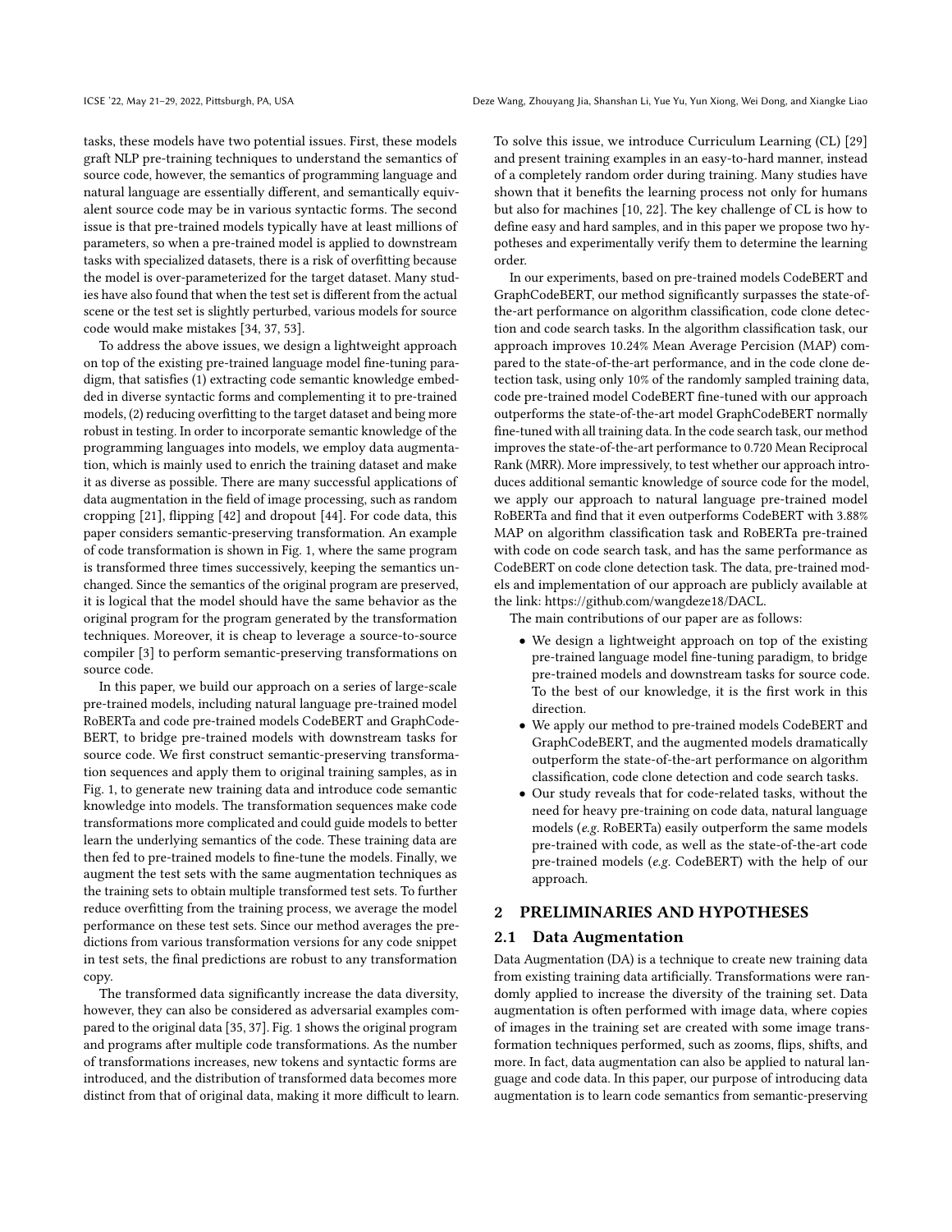tasks, these models have two potential issues. First, these models graft NLP pre-training techniques to understand the semantics of source code, however, the semantics of programming language and natural language are essentially different, and semantically equivalent source code may be in various syntactic forms. The second issue is that pre-trained models typically have at least millions of parameters, so when a pre-trained model is applied to downstream tasks with specialized datasets, there is a risk of overfitting because the model is over-parameterized for the target dataset. Many studies have also found that when the test set is different from the actual scene or the test set is slightly perturbed, various models for source code would make mistakes [34, 37, 53].

To address the above issues, we design a lightweight approach on top of the existing pre-trained language model fine-tuning paradigm, that satisfies (1) extracting code semantic knowledge embedded in diverse syntactic forms and complementing it to pre-trained models, (2) reducing overfitting to the target dataset and being more robust in testing. In order to incorporate semantic knowledge of the programming languages into models, we employ data augmentation, which is mainly used to enrich the training dataset and make it as diverse as possible. There are many successful applications of data augmentation in the field of image processing, such as random cropping [21], flipping [42] and dropout [44]. For code data, this paper considers semantic-preserving transformation. An example of code transformation is shown in Fig. 1, where the same program is transformed three times successively, keeping the semantics unchanged. Since the semantics of the original program are preserved, it is logical that the model should have the same behavior as the original program for the program generated by the transformation techniques. Moreover, it is cheap to leverage a source-to-source compiler [3] to perform semantic-preserving transformations on source code.

In this paper, we build our approach on a series of large-scale pre-trained models, including natural language pre-trained model RoBERTa and code pre-trained models CodeBERT and GraphCodeBERT, to bridge pre-trained models with downstream tasks for source code. We first construct semantic-preserving transformation sequences and apply them to original training samples, as in Fig. 1, to generate new training data and introduce code semantic knowledge into models. The transformation sequences make code transformations more complicated and could guide models to better learn the underlying semantics of the code. These training data are then fed to pre-trained models to fine-tune the models. Finally, we augment the test sets with the same augmentation techniques as the training sets to obtain multiple transformed test sets. To further reduce overfitting from the training process, we average the model performance on these test sets. Since our method averages the predictions from various transformation versions for any code snippet in test sets, the final predictions are robust to any transformation copy.

The transformed data significantly increase the data diversity, however, they can also be considered as adversarial examples compared to the original data [35, 37]. Fig. 1 shows the original program and programs after multiple code transformations. As the number of transformations increases, new tokens and syntactic forms are introduced, and the distribution of transformed data becomes more distinct from that of original data, making it more difficult to learn. To solve this issue, we introduce Curriculum Learning (CL) [29] and present training examples in an easy-to-hard manner, instead of a completely random order during training. Many studies have shown that it benefits the learning process not only for humans but also for machines [10, 22]. The key challenge of CL is how to define easy and hard samples, and in this paper we propose two hypotheses and experimentally verify them to determine the learning order.

In our experiments, based on pre-trained models CodeBERT and GraphCodeBERT, our method significantly surpasses the state-of-the-art performance on algorithm classification, code clone detection and code search tasks. In the algorithm classification task, our approach improves 10.24% Mean Average Percision (MAP) compared to the state-of-the-art performance, and in the code clone detection task, using only 10% of the randomly sampled training data, code pre-trained model CodeBERT fine-tuned with our approach outperforms the state-of-the-art model GraphCodeBERT normally fine-tuned with all training data. In the code search task, our method improves the state-of-the-art performance to 0.720 Mean Reciprocal Rank (MRR). More impressively, to test whether our approach introduces additional semantic knowledge of source code for the model, we apply our approach to natural language pre-trained model RoBERTa and find that it even outperforms CodeBERT with 3.88% MAP on algorithm classification task and RoBERTa pre-trained with code on code search task, and has the same performance as CodeBERT on code clone detection task. The data, pre-trained models and implementation of our approach are publicly available at the link: https://github.com/wangdeze18/DACL.

The main contributions of our paper are as follows:

- We design a lightweight approach on top of the existing pre-trained language model fine-tuning paradigm, to bridge pre-trained models and downstream tasks for source code. To the best of our knowledge, it is the first work in this direction.
- We apply our method to pre-trained models CodeBERT and GraphCodeBERT, and the augmented models dramatically outperform the state-of-the-art performance on algorithm classification, code clone detection and code search tasks.
- Our study reveals that for code-related tasks, without the need for heavy pre-training on code data, natural language models (*e.g.* RoBERTa) easily outperform the same models pre-trained with code, as well as the state-of-the-art code pre-trained models (*e.g.* CodeBERT) with the help of our approach.

## 2 PRELIMINARIES AND HYPOTHESES

### 2.1 Data Augmentation

Data Augmentation (DA) is a technique to create new training data from existing training data artificially. Transformations were randomly applied to increase the diversity of the training set. Data augmentation is often performed with image data, where copies of images in the training set are created with some image transformation techniques performed, such as zooms, flips, shifts, and more. In fact, data augmentation can also be applied to natural language and code data. In this paper, our purpose of introducing data augmentation is to learn code semantics from semantic-preserving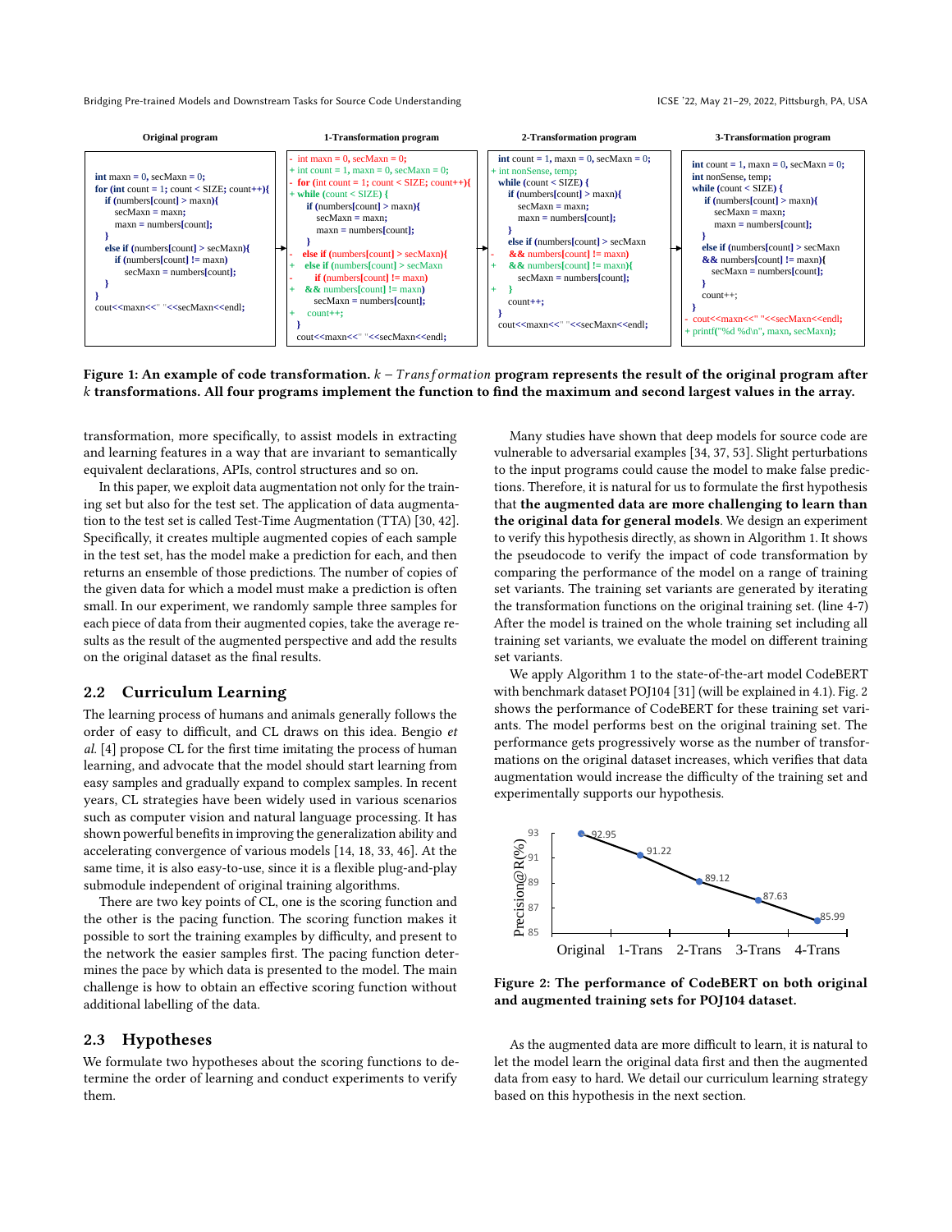**Original program**

```
int maxn = 0, secMaxn = 0;
for (int count = 1; count < SIZE; count++){
    if (numbers[count] > maxn){
        secMaxn = maxn;
        maxn = numbers[count];
    }
    else if (numbers[count] > secMaxn){
        if (numbers[count] != maxn)
            secMaxn = numbers[count];
    }
}
cout<<maxn<<" "<<secMaxn<<endl;
```

**1-Transformation program**

```
- int maxn = 0, secMaxn = 0;
+ int count = 1, maxn = 0, secMaxn = 0;
- for (int count = 1; count < SIZE; count++){
+ while (count < SIZE) {
      if (numbers[count] > maxn){
          secMaxn = maxn;
          maxn = numbers[count];
      }
-     else if (numbers[count] > secMaxn){
+     else if (numbers[count] > secMaxn
-         if (numbers[count] != maxn)
+     && numbers[count] != maxn)
          secMaxn = numbers[count];
+     count++;
  }
  cout<<maxn<<" "<<secMaxn<<endl;
```

**2-Transformation program**

```
  int count = 1, maxn = 0, secMaxn = 0;
+ int nonSense, temp;
  while (count < SIZE) {
      if (numbers[count] > maxn){
          secMaxn = maxn;
          maxn = numbers[count];
      }
      else if (numbers[count] > secMaxn
-     && numbers[count] != maxn)
+     && numbers[count] != maxn){
          secMaxn = numbers[count];
+     }
      count++;
  }
  cout<<maxn<<" "<<secMaxn<<endl;
```

**3-Transformation program**

```
  int count = 1, maxn = 0, secMaxn = 0;
  int nonSense, temp;
  while (count < SIZE) {
      if (numbers[count] > maxn){
          secMaxn = maxn;
          maxn = numbers[count];
      }
      else if (numbers[count] > secMaxn
      && numbers[count] != maxn){
          secMaxn = numbers[count];
      }
      count++;
  }
- cout<<maxn<<" "<<secMaxn<<endl;
+ printf("%d %d\n", maxn, secMaxn);
```

**Figure 1: An example of code transformation. $k-Transformation$ program represents the result of the original program after $k$ transformations. All four programs implement the function to find the maximum and second largest values in the array.**

transformation, more specifically, to assist models in extracting and learning features in a way that are invariant to semantically equivalent declarations, APIs, control structures and so on.

In this paper, we exploit data augmentation not only for the training set but also for the test set. The application of data augmentation to the test set is called Test-Time Augmentation (TTA) [30, 42]. Specifically, it creates multiple augmented copies of each sample in the test set, has the model make a prediction for each, and then returns an ensemble of those predictions. The number of copies of the given data for which a model must make a prediction is often small. In our experiment, we randomly sample three samples for each piece of data from their augmented copies, take the average results as the result of the augmented perspective and add the results on the original dataset as the final results.

## 2.2 Curriculum Learning

The learning process of humans and animals generally follows the order of easy to difficult, and CL draws on this idea. Bengio *et al.* [4] propose CL for the first time imitating the process of human learning, and advocate that the model should start learning from easy samples and gradually expand to complex samples. In recent years, CL strategies have been widely used in various scenarios such as computer vision and natural language processing. It has shown powerful benefits in improving the generalization ability and accelerating convergence of various models [14, 18, 33, 46]. At the same time, it is also easy-to-use, since it is a flexible plug-and-play submodule independent of original training algorithms.

There are two key points of CL, one is the scoring function and the other is the pacing function. The scoring function makes it possible to sort the training examples by difficulty, and present to the network the easier samples first. The pacing function determines the pace by which data is presented to the model. The main challenge is how to obtain an effective scoring function without additional labelling of the data.

## 2.3 Hypotheses

We formulate two hypotheses about the scoring functions to determine the order of learning and conduct experiments to verify them.

Many studies have shown that deep models for source code are vulnerable to adversarial examples [34, 37, 53]. Slight perturbations to the input programs could cause the model to make false predictions. Therefore, it is natural for us to formulate the first hypothesis that **the augmented data are more challenging to learn than the original data for general models**. We design an experiment to verify this hypothesis directly, as shown in Algorithm 1. It shows the pseudocode to verify the impact of code transformation by comparing the performance of the model on a range of training set variants. The training set variants are generated by iterating the transformation functions on the original training set. (line 4-7) After the model is trained on the whole training set including all training set variants, we evaluate the model on different training set variants.

We apply Algorithm 1 to the state-of-the-art model CodeBERT with benchmark dataset POJ104 [31] (will be explained in 4.1). Fig. 2 shows the performance of CodeBERT for these training set variants. The model performs best on the original training set. The performance gets progressively worse as the number of transformations on the original dataset increases, which verifies that data augmentation would increase the difficulty of the training set and experimentally supports our hypothesis.

| | Original | 1-Trans | 2-Trans | 3-Trans | 4-Trans |
|---|---|---|---|---|---|
| Precision@R(%) | 92.95 | 91.22 | 89.12 | 87.63 | 85.99 |

**Figure 2: The performance of CodeBERT on both original and augmented training sets for POJ104 dataset.**

As the augmented data are more difficult to learn, it is natural to let the model learn the original data first and then the augmented data from easy to hard. We detail our curriculum learning strategy based on this hypothesis in the next section.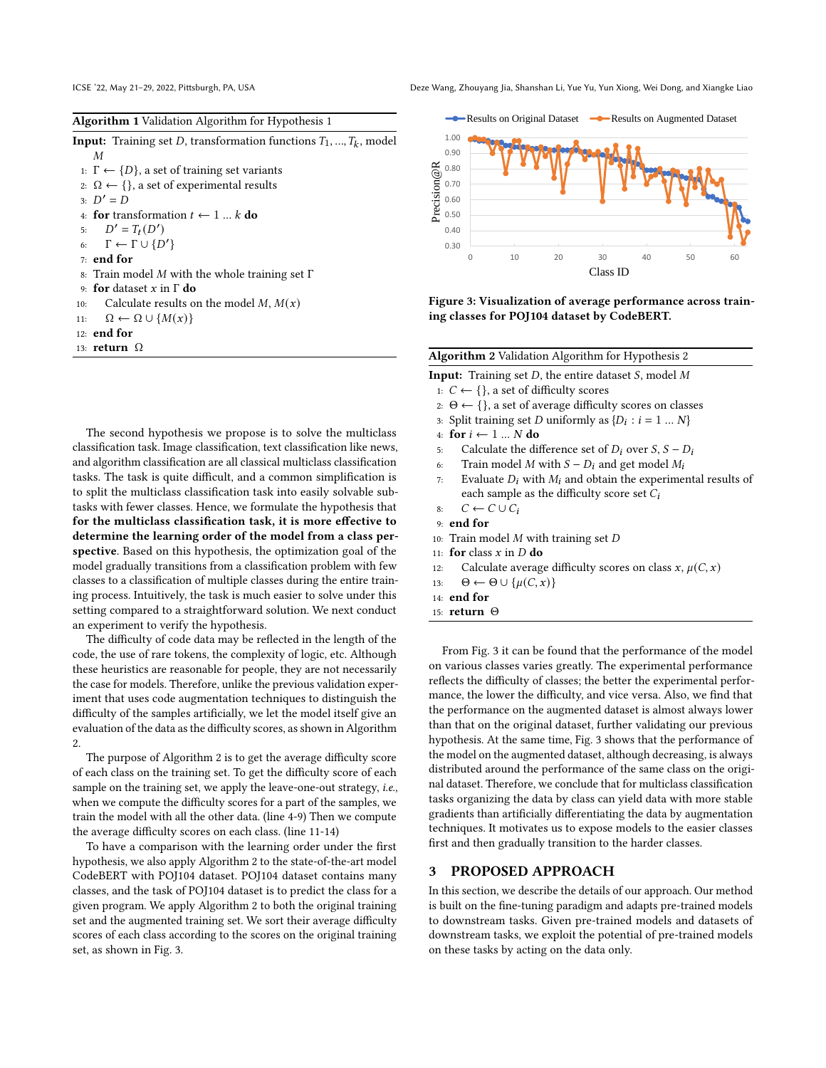**Algorithm 1** Validation Algorithm for Hypothesis 1

**Input:** Training set $D$, transformation functions $T_1, \ldots, T_k$, model $M$

1: $\Gamma \leftarrow \{D\}$, a set of training set variants
2: $\Omega \leftarrow \{\}$, a set of experimental results
3: $D' = D$
4: **for** transformation $t \leftarrow 1 \ldots k$ **do**
5: $\quad D' = T_t(D')$
6: $\quad \Gamma \leftarrow \Gamma \cup \{D'\}$
7: **end for**
8: Train model $M$ with the whole training set $\Gamma$
9: **for** dataset $x$ in $\Gamma$ **do**
10: $\quad$ Calculate results on the model $M$, $M(x)$
11: $\quad \Omega \leftarrow \Omega \cup \{M(x)\}$
12: **end for**
13: **return** $\Omega$

The second hypothesis we propose is to solve the multiclass classification task. Image classification, text classification like news, and algorithm classification are all classical multiclass classification tasks. The task is quite difficult, and a common simplification is to split the multiclass classification task into easily solvable subtasks with fewer classes. Hence, we formulate the hypothesis that **for the multiclass classification task, it is more effective to determine the learning order of the model from a class perspective**. Based on this hypothesis, the optimization goal of the model gradually transitions from a classification problem with few classes to a classification of multiple classes during the entire training process. Intuitively, the task is much easier to solve under this setting compared to a straightforward solution. We next conduct an experiment to verify the hypothesis.

The difficulty of code data may be reflected in the length of the code, the use of rare tokens, the complexity of logic, etc. Although these heuristics are reasonable for people, they are not necessarily the case for models. Therefore, unlike the previous validation experiment that uses code augmentation techniques to distinguish the difficulty of the samples artificially, we let the model itself give an evaluation of the data as the difficulty scores, as shown in Algorithm 2.

The purpose of Algorithm 2 is to get the average difficulty score of each class on the training set. To get the difficulty score of each sample on the training set, we apply the leave-one-out strategy, *i.e.*, when we compute the difficulty scores for a part of the samples, we train the model with all the other data. (line 4-9) Then we compute the average difficulty scores on each class. (line 11-14)

To have a comparison with the learning order under the first hypothesis, we also apply Algorithm 2 to the state-of-the-art model CodeBERT with POJ104 dataset. POJ104 dataset contains many classes, and the task of POJ104 dataset is to predict the class for a given program. We apply Algorithm 2 to both the original training set and the augmented training set. We sort their average difficulty scores of each class according to the scores on the original training set, as shown in Fig. 3.

**Figure 3: Visualization of average performance across training classes for POJ104 dataset by CodeBERT.**

**Algorithm 2** Validation Algorithm for Hypothesis 2

**Input:** Training set $D$, the entire dataset $S$, model $M$

1: $C \leftarrow \{\}$, a set of difficulty scores
2: $\Theta \leftarrow \{\}$, a set of average difficulty scores on classes
3: Split training set $D$ uniformly as $\{D_i : i = 1 \ldots N\}$
4: **for** $i \leftarrow 1 \ldots N$ **do**
5: $\quad$ Calculate the difference set of $D_i$ over $S$, $S - D_i$
6: $\quad$ Train model $M$ with $S - D_i$ and get model $M_i$
7: $\quad$ Evaluate $D_i$ with $M_i$ and obtain the experimental results of each sample as the difficulty score set $C_i$
8: $\quad C \leftarrow C \cup C_i$
9: **end for**
10: Train model $M$ with training set $D$
11: **for** class $x$ in $D$ **do**
12: $\quad$ Calculate average difficulty scores on class $x$, $\mu(C, x)$
13: $\quad \Theta \leftarrow \Theta \cup \{\mu(C, x)\}$
14: **end for**
15: **return** $\Theta$

From Fig. 3 it can be found that the performance of the model on various classes varies greatly. The experimental performance reflects the difficulty of classes; the better the experimental performance, the lower the difficulty, and vice versa. Also, we find that the performance on the augmented dataset is almost always lower than that on the original dataset, further validating our previous hypothesis. At the same time, Fig. 3 shows that the performance of the model on the augmented dataset, although decreasing, is always distributed around the performance of the same class on the original dataset. Therefore, we conclude that for multiclass classification tasks organizing the data by class can yield data with more stable gradients than artificially differentiating the data by augmentation techniques. It motivates us to expose models to the easier classes first and then gradually transition to the harder classes.

## 3 PROPOSED APPROACH

In this section, we describe the details of our approach. Our method is built on the fine-tuning paradigm and adapts pre-trained models to downstream tasks. Given pre-trained models and datasets of downstream tasks, we exploit the potential of pre-trained models on these tasks by acting on the data only.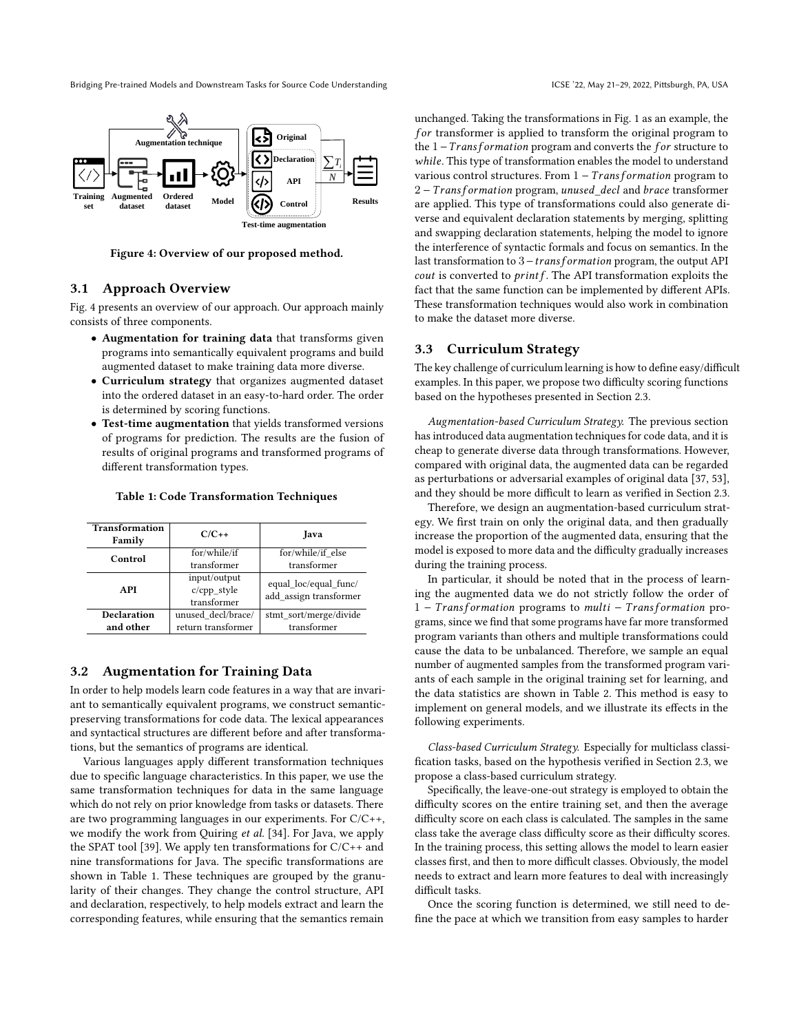Figure 4: Overview of our proposed method.

## 3.1 Approach Overview

Fig. 4 presents an overview of our approach. Our approach mainly consists of three components.

- **Augmentation for training data** that transforms given programs into semantically equivalent programs and build augmented dataset to make training data more diverse.
- **Curriculum strategy** that organizes augmented dataset into the ordered dataset in an easy-to-hard order. The order is determined by scoring functions.
- **Test-time augmentation** that yields transformed versions of programs for prediction. The results are the fusion of results of original programs and transformed programs of different transformation types.

**Table 1: Code Transformation Techniques**

| Transformation Family | C/C++ | Java |
|---|---|---|
| Control | for/while/if transformer | for/while/if_else transformer |
| API | input/output c/cpp_style transformer | equal_loc/equal_func/ add_assign transformer |
| Declaration and other | unused_decl/brace/ return transformer | stmt_sort/merge/divide transformer |

## 3.2 Augmentation for Training Data

In order to help models learn code features in a way that are invariant to semantically equivalent programs, we construct semantic-preserving transformations for code data. The lexical appearances and syntactical structures are different before and after transformations, but the semantics of programs are identical.

Various languages apply different transformation techniques due to specific language characteristics. In this paper, we use the same transformation techniques for data in the same language which do not rely on prior knowledge from tasks or datasets. There are two programming languages in our experiments. For C/C++, we modify the work from Quiring *et al.* [34]. For Java, we apply the SPAT tool [39]. We apply ten transformations for C/C++ and nine transformations for Java. The specific transformations are shown in Table 1. These techniques are grouped by the granularity of their changes. They change the control structure, API and declaration, respectively, to help models extract and learn the corresponding features, while ensuring that the semantics remain unchanged. Taking the transformations in Fig. 1 as an example, the $for$ transformer is applied to transform the original program to the $1-Transformation$ program and converts the $for$ structure to $while$. This type of transformation enables the model to understand various control structures. From $1-Transformation$ program to $2-Transformation$ program, $unused\_decl$ and $brace$ transformer are applied. This type of transformations could also generate diverse and equivalent declaration statements by merging, splitting and swapping declaration statements, helping the model to ignore the interference of syntactic formals and focus on semantics. In the last transformation to $3-transformation$ program, the output API $cout$ is converted to $printf$. The API transformation exploits the fact that the same function can be implemented by different APIs. These transformation techniques would also work in combination to make the dataset more diverse.

## 3.3 Curriculum Strategy

The key challenge of curriculum learning is how to define easy/difficult examples. In this paper, we propose two difficulty scoring functions based on the hypotheses presented in Section 2.3.

*Augmentation-based Curriculum Strategy.* The previous section has introduced data augmentation techniques for code data, and it is cheap to generate diverse data through transformations. However, compared with original data, the augmented data can be regarded as perturbations or adversarial examples of original data [37, 53], and they should be more difficult to learn as verified in Section 2.3.

Therefore, we design an augmentation-based curriculum strategy. We first train on only the original data, and then gradually increase the proportion of the augmented data, ensuring that the model is exposed to more data and the difficulty gradually increases during the training process.

In particular, it should be noted that in the process of learning the augmented data we do not strictly follow the order of $1-Transformation$ programs to $multi-Transformation$ programs, since we find that some programs have far more transformed program variants than others and multiple transformations could cause the data to be unbalanced. Therefore, we sample an equal number of augmented samples from the transformed program variants of each sample in the original training set for learning, and the data statistics are shown in Table 2. This method is easy to implement on general models, and we illustrate its effects in the following experiments.

*Class-based Curriculum Strategy.* Especially for multiclass classification tasks, based on the hypothesis verified in Section 2.3, we propose a class-based curriculum strategy.

Specifically, the leave-one-out strategy is employed to obtain the difficulty scores on the entire training set, and then the average difficulty score on each class is calculated. The samples in the same class take the average class difficulty score as their difficulty scores. In the training process, this setting allows the model to learn easier classes first, and then to more difficult classes. Obviously, the model needs to extract and learn more features to deal with increasingly difficult tasks.

Once the scoring function is determined, we still need to define the pace at which we transition from easy samples to harder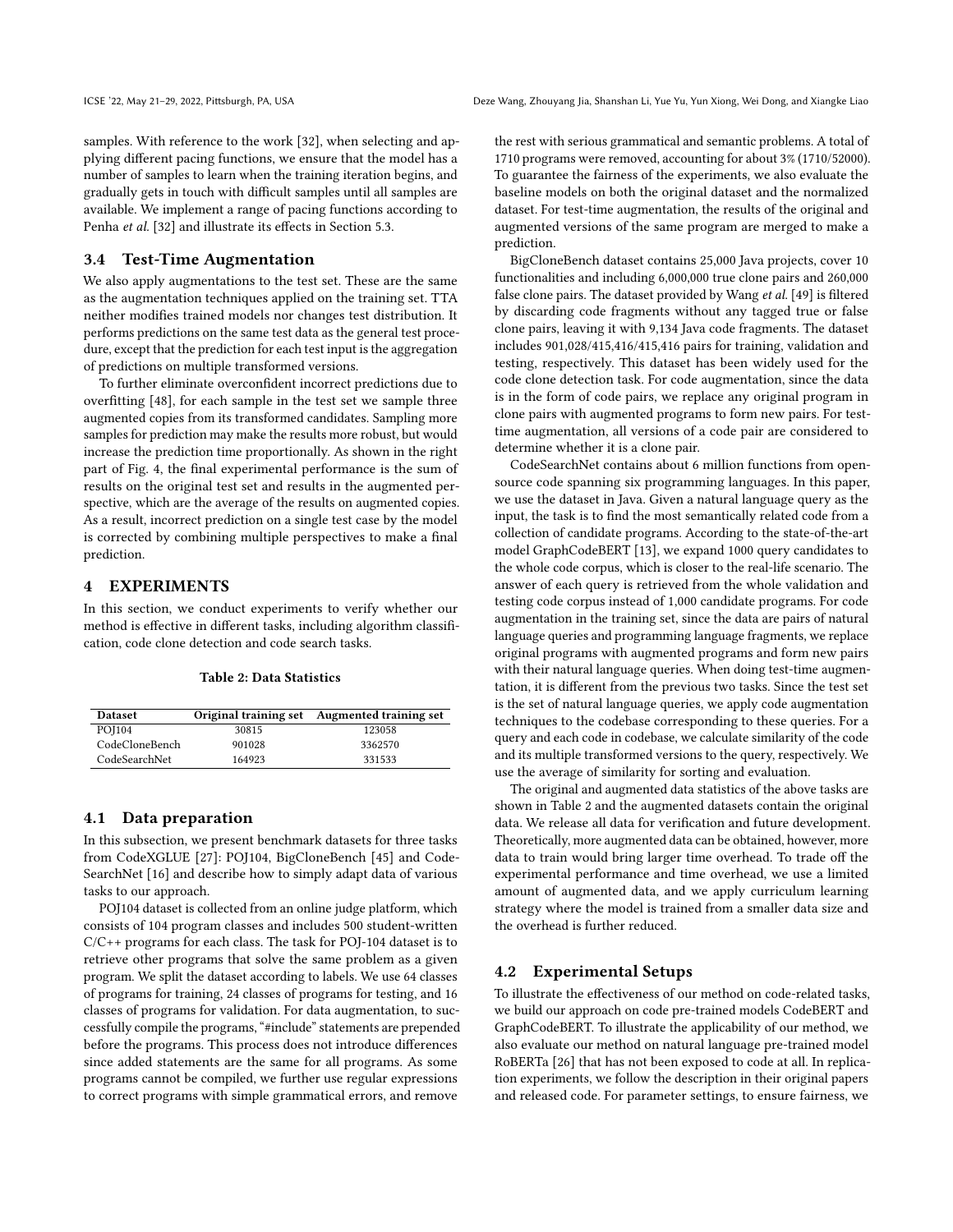samples. With reference to the work [32], when selecting and applying different pacing functions, we ensure that the model has a number of samples to learn when the training iteration begins, and gradually gets in touch with difficult samples until all samples are available. We implement a range of pacing functions according to Penha *et al.* [32] and illustrate its effects in Section 5.3.

### 3.4 Test-Time Augmentation

We also apply augmentations to the test set. These are the same as the augmentation techniques applied on the training set. TTA neither modifies trained models nor changes test distribution. It performs predictions on the same test data as the general test procedure, except that the prediction for each test input is the aggregation of predictions on multiple transformed versions.

To further eliminate overconfident incorrect predictions due to overfitting [48], for each sample in the test set we sample three augmented copies from its transformed candidates. Sampling more samples for prediction may make the results more robust, but would increase the prediction time proportionally. As shown in the right part of Fig. 4, the final experimental performance is the sum of results on the original test set and results in the augmented perspective, which are the average of the results on augmented copies. As a result, incorrect prediction on a single test case by the model is corrected by combining multiple perspectives to make a final prediction.

## 4 EXPERIMENTS

In this section, we conduct experiments to verify whether our method is effective in different tasks, including algorithm classification, code clone detection and code search tasks.

**Table 2: Data Statistics**

| Dataset | Original training set | Augmented training set |
|---|---|---|
| POJ104 | 30815 | 123058 |
| CodeCloneBench | 901028 | 3362570 |
| CodeSearchNet | 164923 | 331533 |

### 4.1 Data preparation

In this subsection, we present benchmark datasets for three tasks from CodeXGLUE [27]: POJ104, BigCloneBench [45] and CodeSearchNet [16] and describe how to simply adapt data of various tasks to our approach.

POJ104 dataset is collected from an online judge platform, which consists of 104 program classes and includes 500 student-written C/C++ programs for each class. The task for POJ-104 dataset is to retrieve other programs that solve the same problem as a given program. We split the dataset according to labels. We use 64 classes of programs for training, 24 classes of programs for testing, and 16 classes of programs for validation. For data augmentation, to successfully compile the programs, "#include" statements are prepended before the programs. This process does not introduce differences since added statements are the same for all programs. As some programs cannot be compiled, we further use regular expressions to correct programs with simple grammatical errors, and remove the rest with serious grammatical and semantic problems. A total of 1710 programs were removed, accounting for about 3% (1710/52000). To guarantee the fairness of the experiments, we also evaluate the baseline models on both the original dataset and the normalized dataset. For test-time augmentation, the results of the original and augmented versions of the same program are merged to make a prediction.

BigCloneBench dataset contains 25,000 Java projects, cover 10 functionalities and including 6,000,000 true clone pairs and 260,000 false clone pairs. The dataset provided by Wang *et al.* [49] is filtered by discarding code fragments without any tagged true or false clone pairs, leaving it with 9,134 Java code fragments. The dataset includes 901,028/415,416/415,416 pairs for training, validation and testing, respectively. This dataset has been widely used for the code clone detection task. For code augmentation, since the data is in the form of code pairs, we replace any original program in clone pairs with augmented programs to form new pairs. For test-time augmentation, all versions of a code pair are considered to determine whether it is a clone pair.

CodeSearchNet contains about 6 million functions from open-source code spanning six programming languages. In this paper, we use the dataset in Java. Given a natural language query as the input, the task is to find the most semantically related code from a collection of candidate programs. According to the state-of-the-art model GraphCodeBERT [13], we expand 1000 query candidates to the whole code corpus, which is closer to the real-life scenario. The answer of each query is retrieved from the whole validation and testing code corpus instead of 1,000 candidate programs. For code augmentation in the training set, since the data are pairs of natural language queries and programming language fragments, we replace original programs with augmented programs and form new pairs with their natural language queries. When doing test-time augmentation, it is different from the previous two tasks. Since the test set is the set of natural language queries, we apply code augmentation techniques to the codebase corresponding to these queries. For a query and each code in codebase, we calculate similarity of the code and its multiple transformed versions to the query, respectively. We use the average of similarity for sorting and evaluation.

The original and augmented data statistics of the above tasks are shown in Table 2 and the augmented datasets contain the original data. We release all data for verification and future development. Theoretically, more augmented data can be obtained, however, more data to train would bring larger time overhead. To trade off the experimental performance and time overhead, we use a limited amount of augmented data, and we apply curriculum learning strategy where the model is trained from a smaller data size and the overhead is further reduced.

### 4.2 Experimental Setups

To illustrate the effectiveness of our method on code-related tasks, we build our approach on code pre-trained models CodeBERT and GraphCodeBERT. To illustrate the applicability of our method, we also evaluate our method on natural language pre-trained model RoBERTa [26] that has not been exposed to code at all. In replication experiments, we follow the description in their original papers and released code. For parameter settings, to ensure fairness, we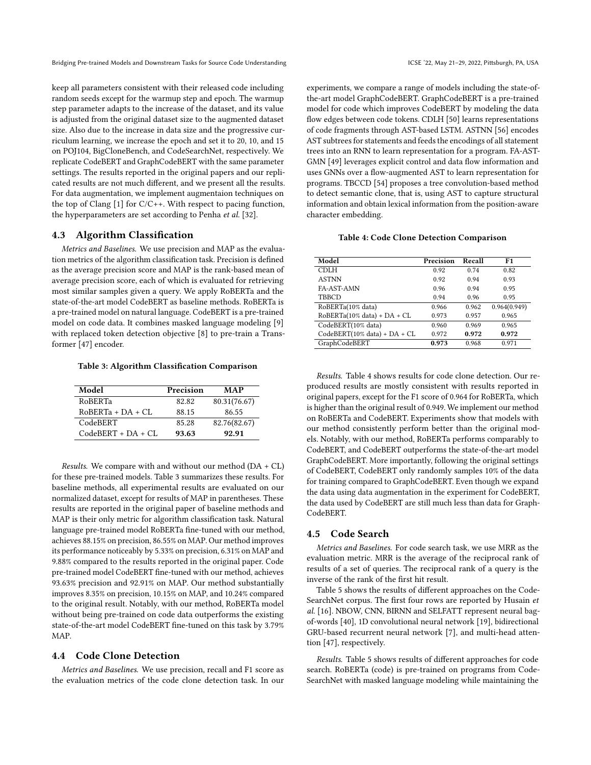keep all parameters consistent with their released code including random seeds except for the warmup step and epoch. The warmup step parameter adapts to the increase of the dataset, and its value is adjusted from the original dataset size to the augmented dataset size. Also due to the increase in data size and the progressive curriculum learning, we increase the epoch and set it to 20, 10, and 15 on POJ104, BigCloneBench, and CodeSearchNet, respectively. We replicate CodeBERT and GraphCodeBERT with the same parameter settings. The results reported in the original papers and our replicated results are not much different, and we present all the results. For data augmentation, we implement augmentaion techniques on the top of Clang [1] for C/C++. With respect to pacing function, the hyperparameters are set according to Penha *et al.* [32].

### 4.3 Algorithm Classification

*Metrics and Baselines.* We use precision and MAP as the evaluation metrics of the algorithm classification task. Precision is defined as the average precision score and MAP is the rank-based mean of average precision score, each of which is evaluated for retrieving most similar samples given a query. We apply RoBERTa and the state-of-the-art model CodeBERT as baseline methods. RoBERTa is a pre-trained model on natural language. CodeBERT is a pre-trained model on code data. It combines masked language modeling [9] with replaced token detection objective [8] to pre-train a Transformer [47] encoder.

**Table 3: Algorithm Classification Comparison**

| Model | Precision | MAP |
|---|---|---|
| RoBERTa | 82.82 | 80.31(76.67) |
| RoBERTa + DA + CL | 88.15 | 86.55 |
| CodeBERT | 85.28 | 82.76(82.67) |
| CodeBERT + DA + CL | **93.63** | **92.91** |

*Results.* We compare with and without our method (DA + CL) for these pre-trained models. Table 3 summarizes these results. For baseline methods, all experimental results are evaluated on our normalized dataset, except for results of MAP in parentheses. These results are reported in the original paper of baseline methods and MAP is their only metric for algorithm classification task. Natural language pre-trained model RoBERTa fine-tuned with our method, achieves 88.15% on precision, 86.55% on MAP. Our method improves its performance noticeably by 5.33% on precision, 6.31% on MAP and 9.88% compared to the results reported in the original paper. Code pre-trained model CodeBERT fine-tuned with our method, achieves 93.63% precision and 92.91% on MAP. Our method substantially improves 8.35% on precision, 10.15% on MAP, and 10.24% compared to the original result. Notably, with our method, RoBERTa model without being pre-trained on code data outperforms the existing state-of-the-art model CodeBERT fine-tuned on this task by 3.79% MAP.

### 4.4 Code Clone Detection

*Metrics and Baselines.* We use precision, recall and F1 score as the evaluation metrics of the code clone detection task. In our experiments, we compare a range of models including the state-of-the-art model GraphCodeBERT. GraphCodeBERT is a pre-trained model for code which improves CodeBERT by modeling the data flow edges between code tokens. CDLH [50] learns representations of code fragments through AST-based LSTM. ASTNN [56] encodes AST subtrees for statements and feeds the encodings of all statement trees into an RNN to learn representation for a program. FA-AST-GMN [49] leverages explicit control and data flow information and uses GNNs over a flow-augmented AST to learn representation for programs. TBCCD [54] proposes a tree convolution-based method to detect semantic clone, that is, using AST to capture structural information and obtain lexical information from the position-aware character embedding.

**Table 4: Code Clone Detection Comparison**

| Model | Precision | Recall | F1 |
|---|---|---|---|
| CDLH | 0.92 | 0.74 | 0.82 |
| ASTNN | 0.92 | 0.94 | 0.93 |
| FA-AST-AMN | 0.96 | 0.94 | 0.95 |
| TBBCD | 0.94 | 0.96 | 0.95 |
| RoBERTa(10% data) | 0.966 | 0.962 | 0.964(0.949) |
| RoBERTa(10% data) + DA + CL | 0.973 | 0.957 | 0.965 |
| CodeBERT(10% data) | 0.960 | 0.969 | 0.965 |
| CodeBERT(10% data) + DA + CL | 0.972 | **0.972** | **0.972** |
| GraphCodeBERT | **0.973** | 0.968 | 0.971 |

*Results.* Table 4 shows results for code clone detection. Our reproduced results are mostly consistent with results reported in original papers, except for the F1 score of 0.964 for RoBERTa, which is higher than the original result of 0.949. We implement our method on RoBERTa and CodeBERT. Experiments show that models with our method consistently perform better than the original models. Notably, with our method, RoBERTa performs comparably to CodeBERT, and CodeBERT outperforms the state-of-the-art model GraphCodeBERT. More importantly, following the original settings of CodeBERT, CodeBERT only randomly samples 10% of the data for training compared to GraphCodeBERT. Even though we expand the data using data augmentation in the experiment for CodeBERT, the data used by CodeBERT are still much less than data for GraphCodeBERT.

### 4.5 Code Search

*Metrics and Baselines.* For code search task, we use MRR as the evaluation metric. MRR is the average of the reciprocal rank of results of a set of queries. The reciprocal rank of a query is the inverse of the rank of the first hit result.

Table 5 shows the results of different approaches on the CodeSearchNet corpus. The first four rows are reported by Husain *et al.* [16]. NBOW, CNN, BIRNN and SELFATT represent neural bag-of-words [40], 1D convolutional neural network [19], bidirectional GRU-based recurrent neural network [7], and multi-head attention [47], respectively.

*Results.* Table 5 shows results of different approaches for code search. RoBERTa (code) is pre-trained on programs from CodeSearchNet with masked language modeling while maintaining the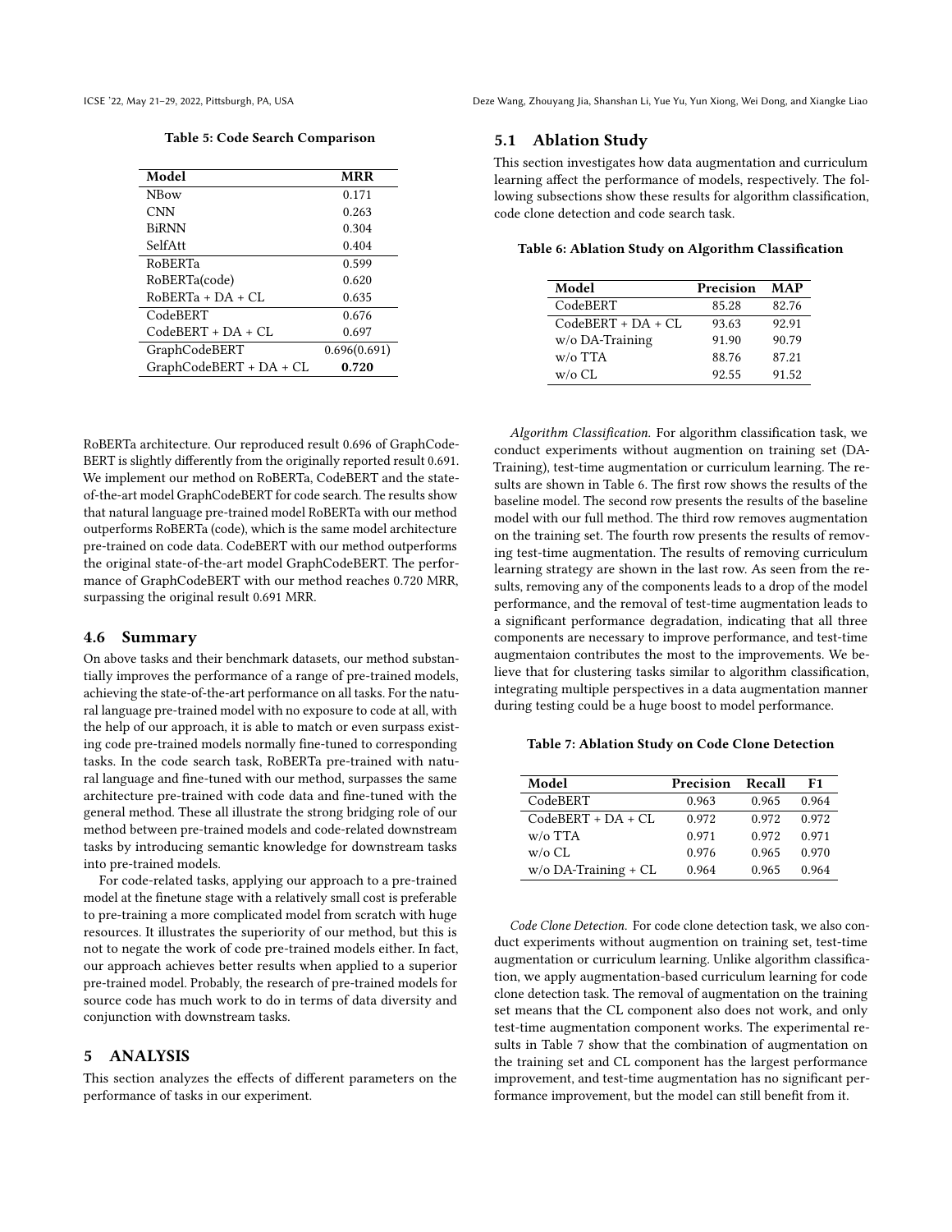**Table 5: Code Search Comparison**

| Model | MRR |
|---|---|
| NBow | 0.171 |
| CNN | 0.263 |
| BiRNN | 0.304 |
| SelfAtt | 0.404 |
| RoBERTa | 0.599 |
| RoBERTa(code) | 0.620 |
| RoBERTa + DA + CL | 0.635 |
| CodeBERT | 0.676 |
| CodeBERT + DA + CL | 0.697 |
| GraphCodeBERT | 0.696(0.691) |
| GraphCodeBERT + DA + CL | **0.720** |

RoBERTa architecture. Our reproduced result 0.696 of GraphCodeBERT is slightly differently from the originally reported result 0.691. We implement our method on RoBERTa, CodeBERT and the state-of-the-art model GraphCodeBERT for code search. The results show that natural language pre-trained model RoBERTa with our method outperforms RoBERTa (code), which is the same model architecture pre-trained on code data. CodeBERT with our method outperforms the original state-of-the-art model GraphCodeBERT. The performance of GraphCodeBERT with our method reaches 0.720 MRR, surpassing the original result 0.691 MRR.

## 4.6 Summary

On above tasks and their benchmark datasets, our method substantially improves the performance of a range of pre-trained models, achieving the state-of-the-art performance on all tasks. For the natural language pre-trained model with no exposure to code at all, with the help of our approach, it is able to match or even surpass existing code pre-trained models normally fine-tuned to corresponding tasks. In the code search task, RoBERTa pre-trained with natural language and fine-tuned with our method, surpasses the same architecture pre-trained with code data and fine-tuned with the general method. These all illustrate the strong bridging role of our method between pre-trained models and code-related downstream tasks by introducing semantic knowledge for downstream tasks into pre-trained models.

For code-related tasks, applying our approach to a pre-trained model at the finetune stage with a relatively small cost is preferable to pre-training a more complicated model from scratch with huge resources. It illustrates the superiority of our method, but this is not to negate the work of code pre-trained models either. In fact, our approach achieves better results when applied to a superior pre-trained model. Probably, the research of pre-trained models for source code has much work to do in terms of data diversity and conjunction with downstream tasks.

# 5 ANALYSIS

This section analyzes the effects of different parameters on the performance of tasks in our experiment.

## 5.1 Ablation Study

This section investigates how data augmentation and curriculum learning affect the performance of models, respectively. The following subsections show these results for algorithm classification, code clone detection and code search task.

**Table 6: Ablation Study on Algorithm Classification**

| Model | Precision | MAP |
|---|---|---|
| CodeBERT | 85.28 | 82.76 |
| CodeBERT + DA + CL | 93.63 | 92.91 |
| w/o DA-Training | 91.90 | 90.79 |
| w/o TTA | 88.76 | 87.21 |
| w/o CL | 92.55 | 91.52 |

*Algorithm Classification.* For algorithm classification task, we conduct experiments without augmention on training set (DA-Training), test-time augmentation or curriculum learning. The results are shown in Table 6. The first row shows the results of the baseline model. The second row presents the results of the baseline model with our full method. The third row removes augmentation on the training set. The fourth row presents the results of removing test-time augmentation. The results of removing curriculum learning strategy are shown in the last row. As seen from the results, removing any of the components leads to a drop of the model performance, and the removal of test-time augmentation leads to a significant performance degradation, indicating that all three components are necessary to improve performance, and test-time augmentaion contributes the most to the improvements. We believe that for clustering tasks similar to algorithm classification, integrating multiple perspectives in a data augmentation manner during testing could be a huge boost to model performance.

**Table 7: Ablation Study on Code Clone Detection**

| Model | Precision | Recall | F1 |
|---|---|---|---|
| CodeBERT | 0.963 | 0.965 | 0.964 |
| CodeBERT + DA + CL | 0.972 | 0.972 | 0.972 |
| w/o TTA | 0.971 | 0.972 | 0.971 |
| w/o CL | 0.976 | 0.965 | 0.970 |
| w/o DA-Training + CL | 0.964 | 0.965 | 0.964 |

*Code Clone Detection.* For code clone detection task, we also conduct experiments without augmention on training set, test-time augmentation or curriculum learning. Unlike algorithm classification, we apply augmentation-based curriculum learning for code clone detection task. The removal of augmentation on the training set means that the CL component also does not work, and only test-time augmentation component works. The experimental results in Table 7 show that the combination of augmentation on the training set and CL component has the largest performance improvement, and test-time augmentation has no significant performance improvement, but the model can still benefit from it.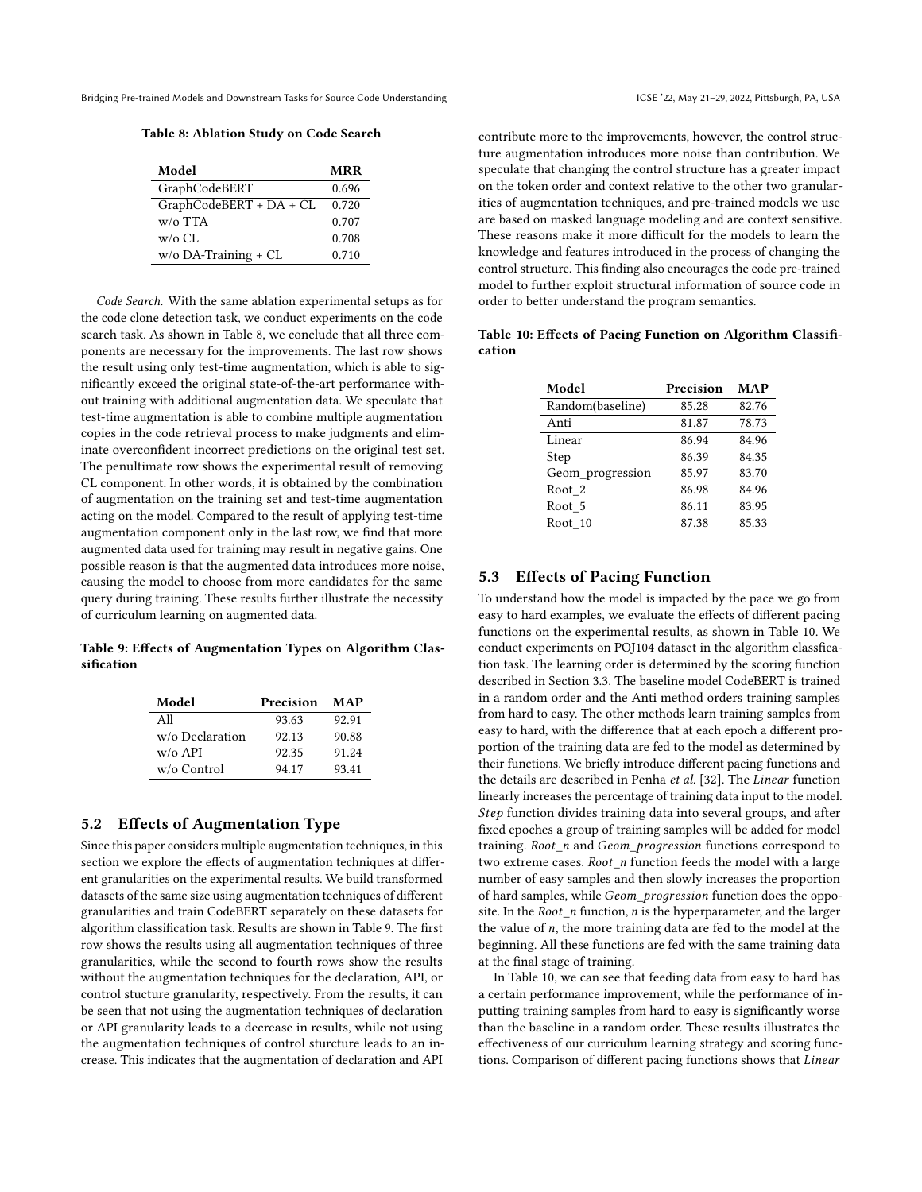**Table 8: Ablation Study on Code Search**

| Model | MRR |
|---|---|
| GraphCodeBERT | 0.696 |
| GraphCodeBERT + DA + CL | 0.720 |
| w/o TTA | 0.707 |
| w/o CL | 0.708 |
| w/o DA-Training + CL | 0.710 |

*Code Search.* With the same ablation experimental setups as for the code clone detection task, we conduct experiments on the code search task. As shown in Table 8, we conclude that all three components are necessary for the improvements. The last row shows the result using only test-time augmentation, which is able to significantly exceed the original state-of-the-art performance without training with additional augmentation data. We speculate that test-time augmentation is able to combine multiple augmentation copies in the code retrieval process to make judgments and eliminate overconfident incorrect predictions on the original test set. The penultimate row shows the experimental result of removing CL component. In other words, it is obtained by the combination of augmentation on the training set and test-time augmentation acting on the model. Compared to the result of applying test-time augmentation component only in the last row, we find that more augmented data used for training may result in negative gains. One possible reason is that the augmented data introduces more noise, causing the model to choose from more candidates for the same query during training. These results further illustrate the necessity of curriculum learning on augmented data.

**Table 9: Effects of Augmentation Types on Algorithm Classification**

| Model | Precision | MAP |
|---|---|---|
| All | 93.63 | 92.91 |
| w/o Declaration | 92.13 | 90.88 |
| w/o API | 92.35 | 91.24 |
| w/o Control | 94.17 | 93.41 |

## 5.2 Effects of Augmentation Type

Since this paper considers multiple augmentation techniques, in this section we explore the effects of augmentation techniques at different granularities on the experimental results. We build transformed datasets of the same size using augmentation techniques of different granularities and train CodeBERT separately on these datasets for algorithm classification task. Results are shown in Table 9. The first row shows the results using all augmentation techniques of three granularities, while the second to fourth rows show the results without the augmentation techniques for the declaration, API, or control stucture granularity, respectively. From the results, it can be seen that not using the augmentation techniques of declaration or API granularity leads to a decrease in results, while not using the augmentation techniques of control sturcture leads to an increase. This indicates that the augmentation of declaration and API contribute more to the improvements, however, the control structure augmentation introduces more noise than contribution. We speculate that changing the control structure has a greater impact on the token order and context relative to the other two granularities of augmentation techniques, and pre-trained models we use are based on masked language modeling and are context sensitive. These reasons make it more difficult for the models to learn the knowledge and features introduced in the process of changing the control structure. This finding also encourages the code pre-trained model to further exploit structural information of source code in order to better understand the program semantics.

**Table 10: Effects of Pacing Function on Algorithm Classification**

| Model | Precision | MAP |
|---|---|---|
| Random(baseline) | 85.28 | 82.76 |
| Anti | 81.87 | 78.73 |
| Linear | 86.94 | 84.96 |
| Step | 86.39 | 84.35 |
| Geom_progression | 85.97 | 83.70 |
| Root_2 | 86.98 | 84.96 |
| Root_5 | 86.11 | 83.95 |
| Root_10 | 87.38 | 85.33 |

## 5.3 Effects of Pacing Function

To understand how the model is impacted by the pace we go from easy to hard examples, we evaluate the effects of different pacing functions on the experimental results, as shown in Table 10. We conduct experiments on POJ104 dataset in the algorithm classfication task. The learning order is determined by the scoring function described in Section 3.3. The baseline model CodeBERT is trained in a random order and the Anti method orders training samples from hard to easy. The other methods learn training samples from easy to hard, with the difference that at each epoch a different proportion of the training data are fed to the model as determined by their functions. We briefly introduce different pacing functions and the details are described in Penha *et al.* [32]. The *Linear* function linearly increases the percentage of training data input to the model. *Step* function divides training data into several groups, and after fixed epoches a group of training samples will be added for model training. *Root_n* and *Geom_progression* functions correspond to two extreme cases. *Root_n* function feeds the model with a large number of easy samples and then slowly increases the proportion of hard samples, while *Geom_progression* function does the opposite. In the *Root_n* function, $n$ is the hyperparameter, and the larger the value of $n$, the more training data are fed to the model at the beginning. All these functions are fed with the same training data at the final stage of training.

In Table 10, we can see that feeding data from easy to hard has a certain performance improvement, while the performance of inputting training samples from hard to easy is significantly worse than the baseline in a random order. These results illustrates the effectiveness of our curriculum learning strategy and scoring functions. Comparison of different pacing functions shows that *Linear*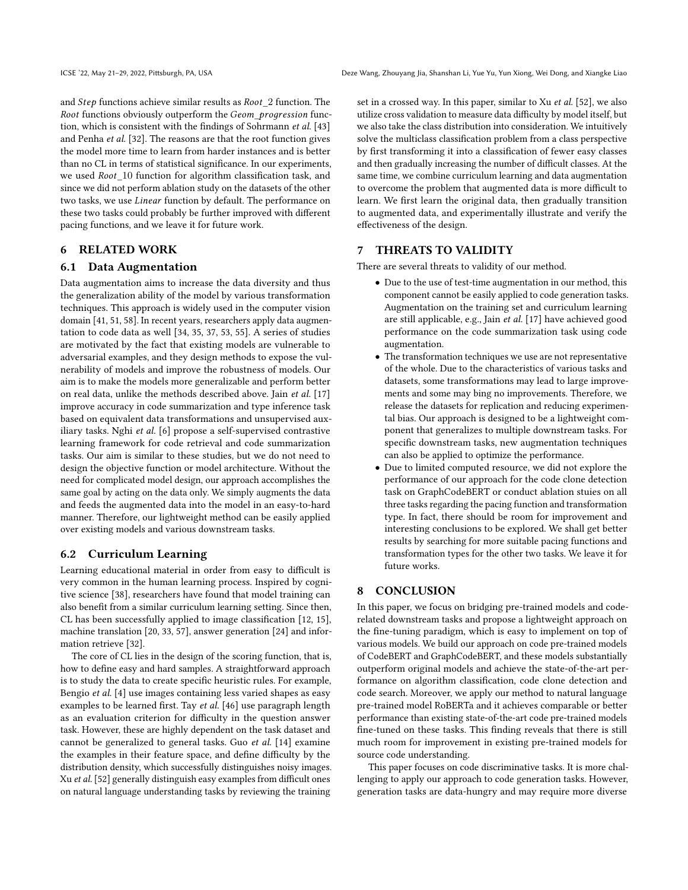and *Step* functions achieve similar results as *Root_2* function. The *Root* functions obviously outperform the *Geom_progression* function, which is consistent with the findings of Sohrmann *et al.* [43] and Penha *et al.* [32]. The reasons are that the root function gives the model more time to learn from harder instances and is better than no CL in terms of statistical significance. In our experiments, we used *Root_10* function for algorithm classification task, and since we did not perform ablation study on the datasets of the other two tasks, we use *Linear* function by default. The performance on these two tasks could probably be further improved with different pacing functions, and we leave it for future work.

## 6 RELATED WORK

### 6.1 Data Augmentation

Data augmentation aims to increase the data diversity and thus the generalization ability of the model by various transformation techniques. This approach is widely used in the computer vision domain [41, 51, 58]. In recent years, researchers apply data augmentation to code data as well [34, 35, 37, 53, 55]. A series of studies are motivated by the fact that existing models are vulnerable to adversarial examples, and they design methods to expose the vulnerability of models and improve the robustness of models. Our aim is to make the models more generalizable and perform better on real data, unlike the methods described above. Jain *et al.* [17] improve accuracy in code summarization and type inference task based on equivalent data transformations and unsupervised auxiliary tasks. Nghi *et al.* [6] propose a self-supervised contrastive learning framework for code retrieval and code summarization tasks. Our aim is similar to these studies, but we do not need to design the objective function or model architecture. Without the need for complicated model design, our approach accomplishes the same goal by acting on the data only. We simply augments the data and feeds the augmented data into the model in an easy-to-hard manner. Therefore, our lightweight method can be easily applied over existing models and various downstream tasks.

### 6.2 Curriculum Learning

Learning educational material in order from easy to difficult is very common in the human learning process. Inspired by cognitive science [38], researchers have found that model training can also benefit from a similar curriculum learning setting. Since then, CL has been successfully applied to image classification [12, 15], machine translation [20, 33, 57], answer generation [24] and information retrieve [32].

The core of CL lies in the design of the scoring function, that is, how to define easy and hard samples. A straightforward approach is to study the data to create specific heuristic rules. For example, Bengio *et al.* [4] use images containing less varied shapes as easy examples to be learned first. Tay *et al.* [46] use paragraph length as an evaluation criterion for difficulty in the question answer task. However, these are highly dependent on the task dataset and cannot be generalized to general tasks. Guo *et al.* [14] examine the examples in their feature space, and define difficulty by the distribution density, which successfully distinguishes noisy images. Xu *et al.* [52] generally distinguish easy examples from difficult ones on natural language understanding tasks by reviewing the training set in a crossed way. In this paper, similar to Xu *et al.* [52], we also utilize cross validation to measure data difficulty by model itself, but we also take the class distribution into consideration. We intuitively solve the multiclass classification problem from a class perspective by first transforming it into a classification of fewer easy classes and then gradually increasing the number of difficult classes. At the same time, we combine curriculum learning and data augmentation to overcome the problem that augmented data is more difficult to learn. We first learn the original data, then gradually transition to augmented data, and experimentally illustrate and verify the effectiveness of the design.

## 7 THREATS TO VALIDITY

There are several threats to validity of our method.

- Due to the use of test-time augmentation in our method, this component cannot be easily applied to code generation tasks. Augmentation on the training set and curriculum learning are still applicable, e.g., Jain *et al.* [17] have achieved good performance on the code summarization task using code augmentation.
- The transformation techniques we use are not representative of the whole. Due to the characteristics of various tasks and datasets, some transformations may lead to large improvements and some may bing no improvements. Therefore, we release the datasets for replication and reducing experimental bias. Our approach is designed to be a lightweight component that generalizes to multiple downstream tasks. For specific downstream tasks, new augmentation techniques can also be applied to optimize the performance.
- Due to limited computed resource, we did not explore the performance of our approach for the code clone detection task on GraphCodeBERT or conduct ablation stuies on all three tasks regarding the pacing function and transformation type. In fact, there should be room for improvement and interesting conclusions to be explored. We shall get better results by searching for more suitable pacing functions and transformation types for the other two tasks. We leave it for future works.

## 8 CONCLUSION

In this paper, we focus on bridging pre-trained models and code-related downstream tasks and propose a lightweight approach on the fine-tuning paradigm, which is easy to implement on top of various models. We build our approach on code pre-trained models of CodeBERT and GraphCodeBERT, and these models substantially outperform original models and achieve the state-of-the-art performance on algorithm classification, code clone detection and code search. Moreover, we apply our method to natural language pre-trained model RoBERTa and it achieves comparable or better performance than existing state-of-the-art code pre-trained models fine-tuned on these tasks. This finding reveals that there is still much room for improvement in existing pre-trained models for source code understanding.

This paper focuses on code discriminative tasks. It is more challenging to apply our approach to code generation tasks. However, generation tasks are data-hungry and may require more diverse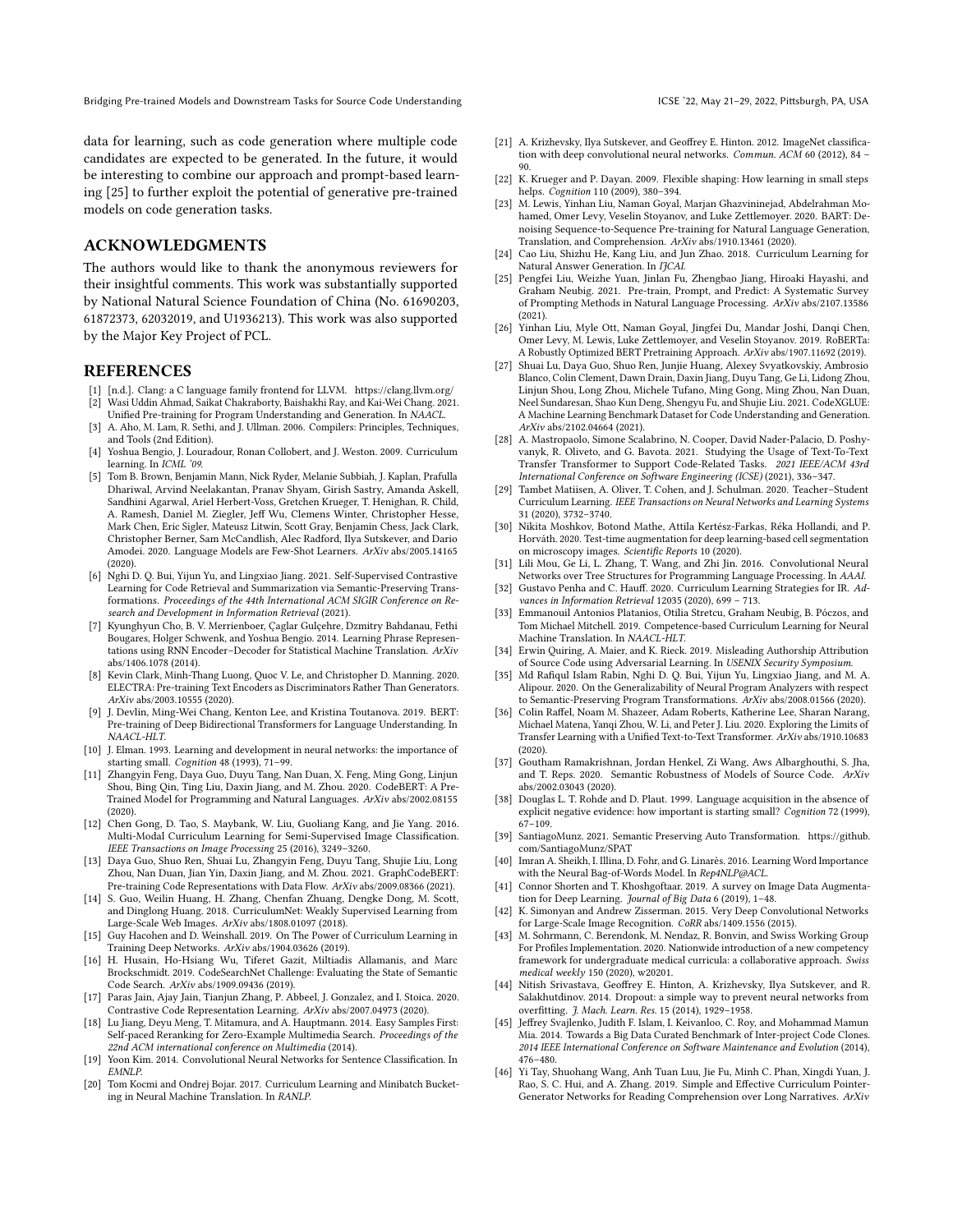data for learning, such as code generation where multiple code candidates are expected to be generated. In the future, it would be interesting to combine our approach and prompt-based learning [25] to further exploit the potential of generative pre-trained models on code generation tasks.

## ACKNOWLEDGMENTS

The authors would like to thank the anonymous reviewers for their insightful comments. This work was substantially supported by National Natural Science Foundation of China (No. 61690203, 61872373, 62032019, and U1936213). This work was also supported by the Major Key Project of PCL.

## REFERENCES

- [1] [n.d.]. Clang: a C language family frontend for LLVM. https://clang.llvm.org/
- [2] Wasi Uddin Ahmad, Saikat Chakraborty, Baishakhi Ray, and Kai-Wei Chang. 2021. Unified Pre-training for Program Understanding and Generation. In *NAACL*.
- [3] A. Aho, M. Lam, R. Sethi, and J. Ullman. 2006. Compilers: Principles, Techniques, and Tools (2nd Edition).
- [4] Yoshua Bengio, J. Louradour, Ronan Collobert, and J. Weston. 2009. Curriculum learning. In *ICML '09*.
- [5] Tom B. Brown, Benjamin Mann, Nick Ryder, Melanie Subbiah, J. Kaplan, Prafulla Dhariwal, Arvind Neelakantan, Pranav Shyam, Girish Sastry, Amanda Askell, Sandhini Agarwal, Ariel Herbert-Voss, Gretchen Krueger, T. Henighan, R. Child, A. Ramesh, Daniel M. Ziegler, Jeff Wu, Clemens Winter, Christopher Hesse, Mark Chen, Eric Sigler, Mateusz Litwin, Scott Gray, Benjamin Chess, Jack Clark, Christopher Berner, Sam McCandlish, Alec Radford, Ilya Sutskever, and Dario Amodei. 2020. Language Models are Few-Shot Learners. *ArXiv* abs/2005.14165 (2020).
- [6] Nghi D. Q. Bui, Yijun Yu, and Lingxiao Jiang. 2021. Self-Supervised Contrastive Learning for Code Retrieval and Summarization via Semantic-Preserving Transformations. *Proceedings of the 44th International ACM SIGIR Conference on Research and Development in Information Retrieval* (2021).
- [7] Kyunghyun Cho, B. V. Merrienboer, Çaglar Gulçehre, Dzmitry Bahdanau, Fethi Bougares, Holger Schwenk, and Yoshua Bengio. 2014. Learning Phrase Representations using RNN Encoder–Decoder for Statistical Machine Translation. *ArXiv* abs/1406.1078 (2014).
- [8] Kevin Clark, Minh-Thang Luong, Quoc V. Le, and Christopher D. Manning. 2020. ELECTRA: Pre-training Text Encoders as Discriminators Rather Than Generators. *ArXiv* abs/2003.10555 (2020).
- [9] J. Devlin, Ming-Wei Chang, Kenton Lee, and Kristina Toutanova. 2019. BERT: Pre-training of Deep Bidirectional Transformers for Language Understanding. In *NAACL-HLT*.
- [10] J. Elman. 1993. Learning and development in neural networks: the importance of starting small. *Cognition* 48 (1993), 71–99.
- [11] Zhangyin Feng, Daya Guo, Duyu Tang, Nan Duan, X. Feng, Ming Gong, Linjun Shou, Bing Qin, Ting Liu, Daxin Jiang, and M. Zhou. 2020. CodeBERT: A Pre-Trained Model for Programming and Natural Languages. *ArXiv* abs/2002.08155 (2020).
- [12] Chen Gong, D. Tao, S. Maybank, W. Liu, Guoliang Kang, and Jie Yang. 2016. Multi-Modal Curriculum Learning for Semi-Supervised Image Classification. *IEEE Transactions on Image Processing* 25 (2016), 3249–3260.
- [13] Daya Guo, Shuo Ren, Shuai Lu, Zhangyin Feng, Duyu Tang, Shujie Liu, Long Zhou, Nan Duan, Jian Yin, Daxin Jiang, and M. Zhou. 2021. GraphCodeBERT: Pre-training Code Representations with Data Flow. *ArXiv* abs/2009.08366 (2021).
- [14] S. Guo, Weilin Huang, H. Zhang, Chenfan Zhuang, Dengke Dong, M. Scott, and Dinglong Huang. 2018. CurriculumNet: Weakly Supervised Learning from Large-Scale Web Images. *ArXiv* abs/1808.01097 (2018).
- [15] Guy Hacohen and D. Weinshall. 2019. On The Power of Curriculum Learning in Training Deep Networks. *ArXiv* abs/1904.03626 (2019).
- [16] H. Husain, Ho-Hsiang Wu, Tiferet Gazit, Miltiadis Allamanis, and Marc Brockschmidt. 2019. CodeSearchNet Challenge: Evaluating the State of Semantic Code Search. *ArXiv* abs/1909.09436 (2019).
- [17] Paras Jain, Ajay Jain, Tianjun Zhang, P. Abbeel, J. Gonzalez, and I. Stoica. 2020. Contrastive Code Representation Learning. *ArXiv* abs/2007.04973 (2020).
- [18] Lu Jiang, Deyu Meng, T. Mitamura, and A. Hauptmann. 2014. Easy Samples First: Self-paced Reranking for Zero-Example Multimedia Search. *Proceedings of the 22nd ACM international conference on Multimedia* (2014).
- [19] Yoon Kim. 2014. Convolutional Neural Networks for Sentence Classification. In *EMNLP*.
- [20] Tom Kocmi and Ondrej Bojar. 2017. Curriculum Learning and Minibatch Bucketing in Neural Machine Translation. In *RANLP*.
- [21] A. Krizhevsky, Ilya Sutskever, and Geoffrey E. Hinton. 2012. ImageNet classification with deep convolutional neural networks. *Commun. ACM* 60 (2012), 84 – 90.
- [22] K. Krueger and P. Dayan. 2009. Flexible shaping: How learning in small steps helps. *Cognition* 110 (2009), 380–394.
- [23] M. Lewis, Yinhan Liu, Naman Goyal, Marjan Ghazvininejad, Abdelrahman Mohamed, Omer Levy, Veselin Stoyanov, and Luke Zettlemoyer. 2020. BART: Denoising Sequence-to-Sequence Pre-training for Natural Language Generation, Translation, and Comprehension. *ArXiv* abs/1910.13461 (2020).
- [24] Cao Liu, Shizhu He, Kang Liu, and Jun Zhao. 2018. Curriculum Learning for Natural Answer Generation. In *IJCAI*.
- [25] Pengfei Liu, Weizhe Yuan, Jinlan Fu, Zhengbao Jiang, Hiroaki Hayashi, and Graham Neubig. 2021. Pre-train, Prompt, and Predict: A Systematic Survey of Prompting Methods in Natural Language Processing. *ArXiv* abs/2107.13586 (2021).
- [26] Yinhan Liu, Myle Ott, Naman Goyal, Jingfei Du, Mandar Joshi, Danqi Chen, Omer Levy, M. Lewis, Luke Zettlemoyer, and Veselin Stoyanov. 2019. RoBERTa: A Robustly Optimized BERT Pretraining Approach. *ArXiv* abs/1907.11692 (2019).
- [27] Shuai Lu, Daya Guo, Shuo Ren, Junjie Huang, Alexey Svyatkovskiy, Ambrosio Blanco, Colin Clement, Dawn Drain, Daxin Jiang, Duyu Tang, Ge Li, Lidong Zhou, Linjun Shou, Long Zhou, Michele Tufano, Ming Gong, Ming Zhou, Nan Duan, Neel Sundaresan, Shao Kun Deng, Shengyu Fu, and Shujie Liu. 2021. CodeXGLUE: A Machine Learning Benchmark Dataset for Code Understanding and Generation. *ArXiv* abs/2102.04664 (2021).
- [28] A. Mastropaolo, Simone Scalabrino, N. Cooper, David Nader-Palacio, D. Poshyvanyk, R. Oliveto, and G. Bavota. 2021. Studying the Usage of Text-To-Text Transfer Transformer to Support Code-Related Tasks. *2021 IEEE/ACM 43rd International Conference on Software Engineering (ICSE)* (2021), 336–347.
- [29] Tambet Matiisen, A. Oliver, T. Cohen, and J. Schulman. 2020. Teacher–Student Curriculum Learning. *IEEE Transactions on Neural Networks and Learning Systems* 31 (2020), 3732–3740.
- [30] Nikita Moshkov, Botond Mathe, Attila Kertész-Farkas, Réka Hollandi, and P. Horváth. 2020. Test-time augmentation for deep learning-based cell segmentation on microscopy images. *Scientific Reports* 10 (2020).
- [31] Lili Mou, Ge Li, L. Zhang, T. Wang, and Zhi Jin. 2016. Convolutional Neural Networks over Tree Structures for Programming Language Processing. In *AAAI*.
- [32] Gustavo Penha and C. Hauff. 2020. Curriculum Learning Strategies for IR. *Advances in Information Retrieval* 12035 (2020), 699 – 713.
- [33] Emmanouil Antonios Platanios, Otilia Stretcu, Graham Neubig, B. Póczos, and Tom Michael Mitchell. 2019. Competence-based Curriculum Learning for Neural Machine Translation. In *NAACL-HLT*.
- [34] Erwin Quiring, A. Maier, and K. Rieck. 2019. Misleading Authorship Attribution of Source Code using Adversarial Learning. In *USENIX Security Symposium*.
- [35] Md Rafiqul Islam Rabin, Nghi D. Q. Bui, Yijun Yu, Lingxiao Jiang, and M. A. Alipour. 2020. On the Generalizability of Neural Program Analyzers with respect to Semantic-Preserving Program Transformations. *ArXiv* abs/2008.01566 (2020).
- [36] Colin Raffel, Noam M. Shazeer, Adam Roberts, Katherine Lee, Sharan Narang, Michael Matena, Yanqi Zhou, W. Li, and Peter J. Liu. 2020. Exploring the Limits of Transfer Learning with a Unified Text-to-Text Transformer. *ArXiv* abs/1910.10683 (2020).
- [37] Goutham Ramakrishnan, Jordan Henkel, Zi Wang, Aws Albarghouthi, S. Jha, and T. Reps. 2020. Semantic Robustness of Models of Source Code. *ArXiv* abs/2002.03043 (2020).
- [38] Douglas L. T. Rohde and D. Plaut. 1999. Language acquisition in the absence of explicit negative evidence: how important is starting small? *Cognition* 72 (1999), 67–109.
- [39] SantiagoMunz. 2021. Semantic Preserving Auto Transformation. https://github.com/SantiagoMunz/SPAT
- [40] Imran A. Sheikh, I. Illina, D. Fohr, and G. Linarès. 2016. Learning Word Importance with the Neural Bag-of-Words Model. In *Rep4NLP@ACL*.
- [41] Connor Shorten and T. Khoshgoftaar. 2019. A survey on Image Data Augmentation for Deep Learning. *Journal of Big Data* 6 (2019), 1–48.
- [42] K. Simonyan and Andrew Zisserman. 2015. Very Deep Convolutional Networks for Large-Scale Image Recognition. *CoRR* abs/1409.1556 (2015).
- [43] M. Sohrmann, C. Berendonk, M. Nendaz, R. Bonvin, and Swiss Working Group For Profiles Implementation. 2020. Nationwide introduction of a new competency framework for undergraduate medical curricula: a collaborative approach. *Swiss medical weekly* 150 (2020), w20201.
- [44] Nitish Srivastava, Geoffrey E. Hinton, A. Krizhevsky, Ilya Sutskever, and R. Salakhutdinov. 2014. Dropout: a simple way to prevent neural networks from overfitting. *J. Mach. Learn. Res.* 15 (2014), 1929–1958.
- [45] Jeffrey Svajlenko, Judith F. Islam, I. Keivanloo, C. Roy, and Mohammad Mamun Mia. 2014. Towards a Big Data Curated Benchmark of Inter-project Code Clones. *2014 IEEE International Conference on Software Maintenance and Evolution* (2014), 476–480.
- [46] Yi Tay, Shuohang Wang, Anh Tuan Luu, Jie Fu, Minh C. Phan, Xingdi Yuan, J. Rao, S. C. Hui, and A. Zhang. 2019. Simple and Effective Curriculum Pointer-Generator Networks for Reading Comprehension over Long Narratives. *ArXiv*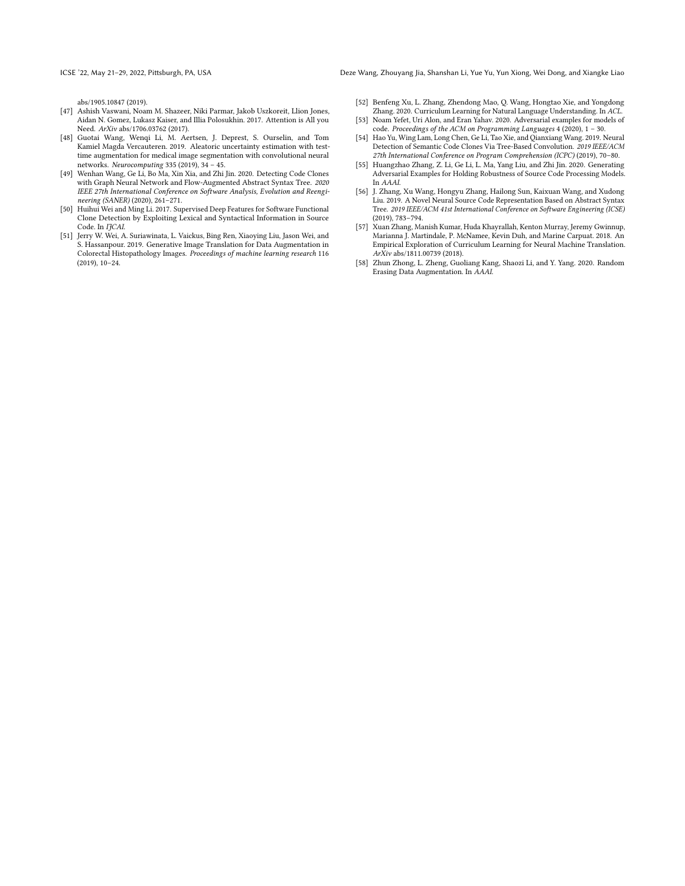abs/1905.10847 (2019).

[47] Ashish Vaswani, Noam M. Shazeer, Niki Parmar, Jakob Uszkoreit, Llion Jones, Aidan N. Gomez, Lukasz Kaiser, and Illia Polosukhin. 2017. Attention is All you Need. *ArXiv* abs/1706.03762 (2017).

[48] Guotai Wang, Wenqi Li, M. Aertsen, J. Deprest, S. Ourselin, and Tom Kamiel Magda Vercauteren. 2019. Aleatoric uncertainty estimation with test-time augmentation for medical image segmentation with convolutional neural networks. *Neurocomputing* 335 (2019), 34 – 45.

[49] Wenhan Wang, Ge Li, Bo Ma, Xin Xia, and Zhi Jin. 2020. Detecting Code Clones with Graph Neural Network and Flow-Augmented Abstract Syntax Tree. *2020 IEEE 27th International Conference on Software Analysis, Evolution and Reengineering (SANER)* (2020), 261–271.

[50] Huihui Wei and Ming Li. 2017. Supervised Deep Features for Software Functional Clone Detection by Exploiting Lexical and Syntactical Information in Source Code. In *IJCAI*.

[51] Jerry W. Wei, A. Suriawinata, L. Vaickus, Bing Ren, Xiaoying Liu, Jason Wei, and S. Hassanpour. 2019. Generative Image Translation for Data Augmentation in Colorectal Histopathology Images. *Proceedings of machine learning research* 116 (2019), 10–24.

[52] Benfeng Xu, L. Zhang, Zhendong Mao, Q. Wang, Hongtao Xie, and Yongdong Zhang. 2020. Curriculum Learning for Natural Language Understanding. In *ACL*.

[53] Noam Yefet, Uri Alon, and Eran Yahav. 2020. Adversarial examples for models of code. *Proceedings of the ACM on Programming Languages* 4 (2020), 1 – 30.

[54] Hao Yu, Wing Lam, Long Chen, Ge Li, Tao Xie, and Qianxiang Wang. 2019. Neural Detection of Semantic Code Clones Via Tree-Based Convolution. *2019 IEEE/ACM 27th International Conference on Program Comprehension (ICPC)* (2019), 70–80.

[55] Huangzhao Zhang, Z. Li, Ge Li, L. Ma, Yang Liu, and Zhi Jin. 2020. Generating Adversarial Examples for Holding Robustness of Source Code Processing Models. In *AAAI*.

[56] J. Zhang, Xu Wang, Hongyu Zhang, Hailong Sun, Kaixuan Wang, and Xudong Liu. 2019. A Novel Neural Source Code Representation Based on Abstract Syntax Tree. *2019 IEEE/ACM 41st International Conference on Software Engineering (ICSE)* (2019), 783–794.

[57] Xuan Zhang, Manish Kumar, Huda Khayrallah, Kenton Murray, Jeremy Gwinnup, Marianna J. Martindale, P. McNamee, Kevin Duh, and Marine Carpuat. 2018. An Empirical Exploration of Curriculum Learning for Neural Machine Translation. *ArXiv* abs/1811.00739 (2018).

[58] Zhun Zhong, L. Zheng, Guoliang Kang, Shaozi Li, and Y. Yang. 2020. Random Erasing Data Augmentation. In *AAAI*.